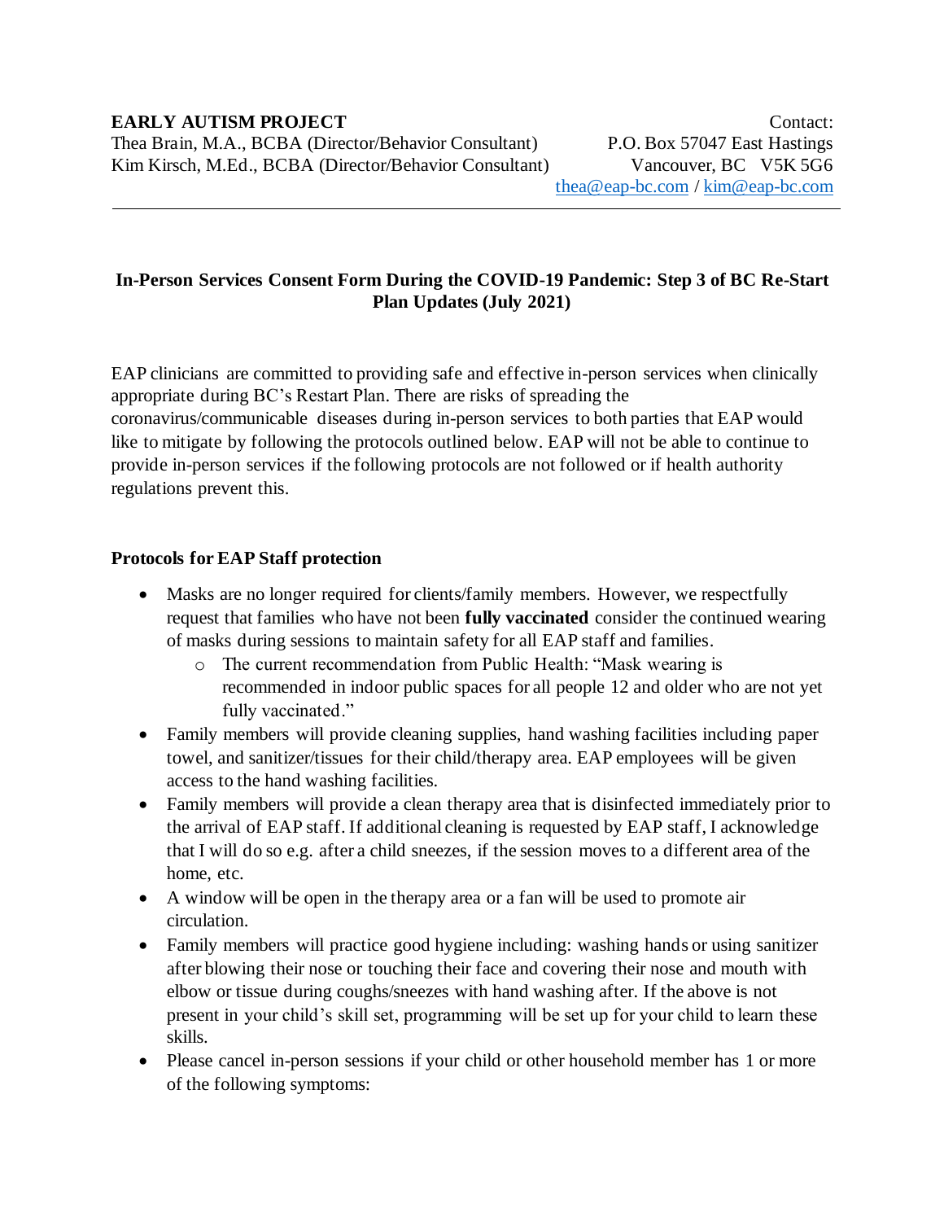**EARLY AUTISM PROJECT**
Thea Brain, M.A., BCBA (Director/Behavior Consultant)
Kim Kirsch, M.Ed., BCBA (Director/Behavior Consultant)

Contact:
P.O. Box 57047 East Hastings
Vancouver, BC V5K 5G6
thea@eap-bc.com / kim@eap-bc.com

---

## In-Person Services Consent Form During the COVID-19 Pandemic: Step 3 of BC Re-Start Plan Updates (July 2021)

EAP clinicians are committed to providing safe and effective in-person services when clinically appropriate during BC's Restart Plan. There are risks of spreading the coronavirus/communicable diseases during in-person services to both parties that EAP would like to mitigate by following the protocols outlined below. EAP will not be able to continue to provide in-person services if the following protocols are not followed or if health authority regulations prevent this.

### Protocols for EAP Staff protection

- Masks are no longer required for clients/family members. However, we respectfully request that families who have not been **fully vaccinated** consider the continued wearing of masks during sessions to maintain safety for all EAP staff and families.
  - The current recommendation from Public Health: "Mask wearing is recommended in indoor public spaces for all people 12 and older who are not yet fully vaccinated."
- Family members will provide cleaning supplies, hand washing facilities including paper towel, and sanitizer/tissues for their child/therapy area. EAP employees will be given access to the hand washing facilities.
- Family members will provide a clean therapy area that is disinfected immediately prior to the arrival of EAP staff. If additional cleaning is requested by EAP staff, I acknowledge that I will do so e.g. after a child sneezes, if the session moves to a different area of the home, etc.
- A window will be open in the therapy area or a fan will be used to promote air circulation.
- Family members will practice good hygiene including: washing hands or using sanitizer after blowing their nose or touching their face and covering their nose and mouth with elbow or tissue during coughs/sneezes with hand washing after. If the above is not present in your child's skill set, programming will be set up for your child to learn these skills.
- Please cancel in-person sessions if your child or other household member has 1 or more of the following symptoms: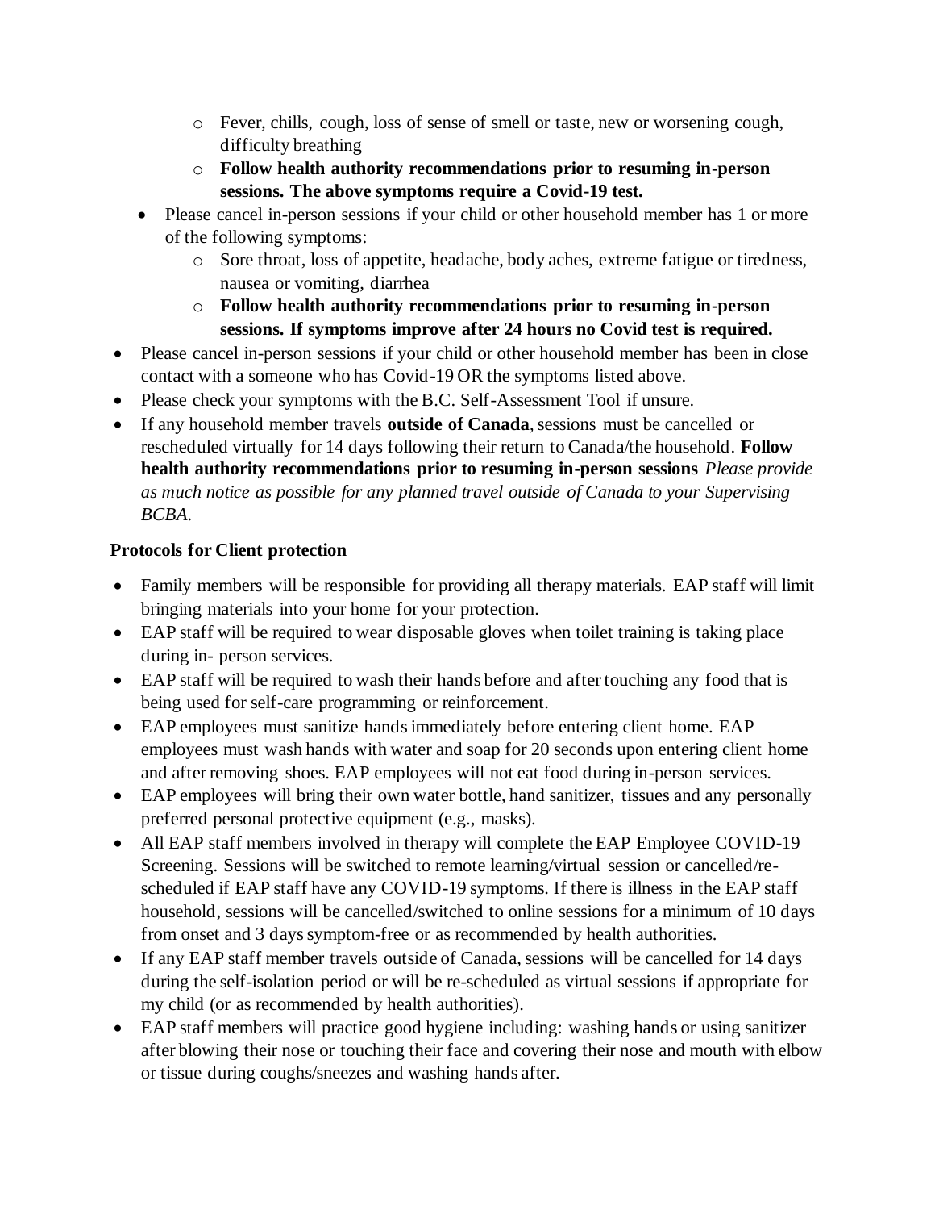- Fever, chills, cough, loss of sense of smell or taste, new or worsening cough, difficulty breathing
    - **Follow health authority recommendations prior to resuming in-person sessions. The above symptoms require a Covid-19 test.**
  - Please cancel in-person sessions if your child or other household member has 1 or more of the following symptoms:
    - Sore throat, loss of appetite, headache, body aches, extreme fatigue or tiredness, nausea or vomiting, diarrhea
    - **Follow health authority recommendations prior to resuming in-person sessions. If symptoms improve after 24 hours no Covid test is required.**
- Please cancel in-person sessions if your child or other household member has been in close contact with a someone who has Covid-19 OR the symptoms listed above.
- Please check your symptoms with the B.C. Self-Assessment Tool if unsure.
- If any household member travels **outside of Canada**, sessions must be cancelled or rescheduled virtually for 14 days following their return to Canada/the household. **Follow health authority recommendations prior to resuming in-person sessions** *Please provide as much notice as possible for any planned travel outside of Canada to your Supervising BCBA.*

**Protocols for Client protection**

- Family members will be responsible for providing all therapy materials. EAP staff will limit bringing materials into your home for your protection.
- EAP staff will be required to wear disposable gloves when toilet training is taking place during in- person services.
- EAP staff will be required to wash their hands before and after touching any food that is being used for self-care programming or reinforcement.
- EAP employees must sanitize hands immediately before entering client home. EAP employees must wash hands with water and soap for 20 seconds upon entering client home and after removing shoes. EAP employees will not eat food during in-person services.
- EAP employees will bring their own water bottle, hand sanitizer, tissues and any personally preferred personal protective equipment (e.g., masks).
- All EAP staff members involved in therapy will complete the EAP Employee COVID-19 Screening. Sessions will be switched to remote learning/virtual session or cancelled/re-scheduled if EAP staff have any COVID-19 symptoms. If there is illness in the EAP staff household, sessions will be cancelled/switched to online sessions for a minimum of 10 days from onset and 3 days symptom-free or as recommended by health authorities.
- If any EAP staff member travels outside of Canada, sessions will be cancelled for 14 days during the self-isolation period or will be re-scheduled as virtual sessions if appropriate for my child (or as recommended by health authorities).
- EAP staff members will practice good hygiene including: washing hands or using sanitizer after blowing their nose or touching their face and covering their nose and mouth with elbow or tissue during coughs/sneezes and washing hands after.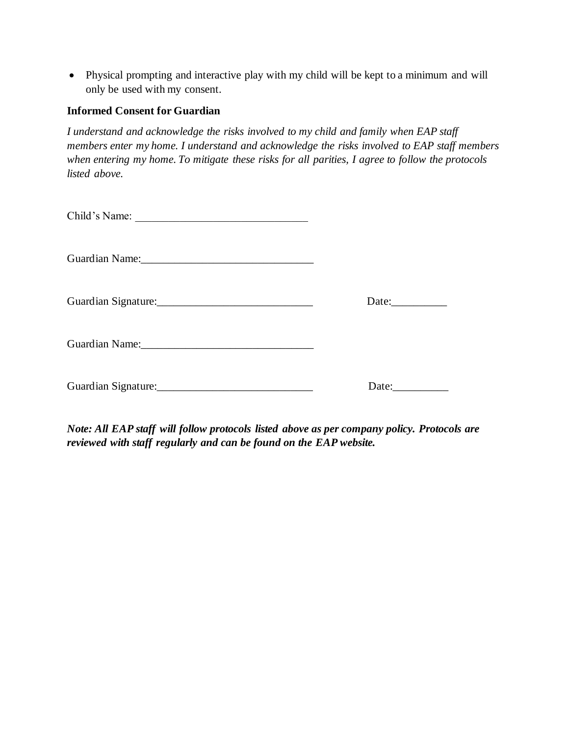- Physical prompting and interactive play with my child will be kept to a minimum and will only be used with my consent.

**Informed Consent for Guardian**

*I understand and acknowledge the risks involved to my child and family when EAP staff members enter my home. I understand and acknowledge the risks involved to EAP staff members when entering my home. To mitigate these risks for all parities, I agree to follow the protocols listed above.*

Child's Name: ______________________________

Guardian Name:______________________________

Guardian Signature:___________________________ Date:__________

Guardian Name:______________________________

Guardian Signature:___________________________ Date:__________

***Note: All EAP staff will follow protocols listed above as per company policy. Protocols are reviewed with staff regularly and can be found on the EAP website.***